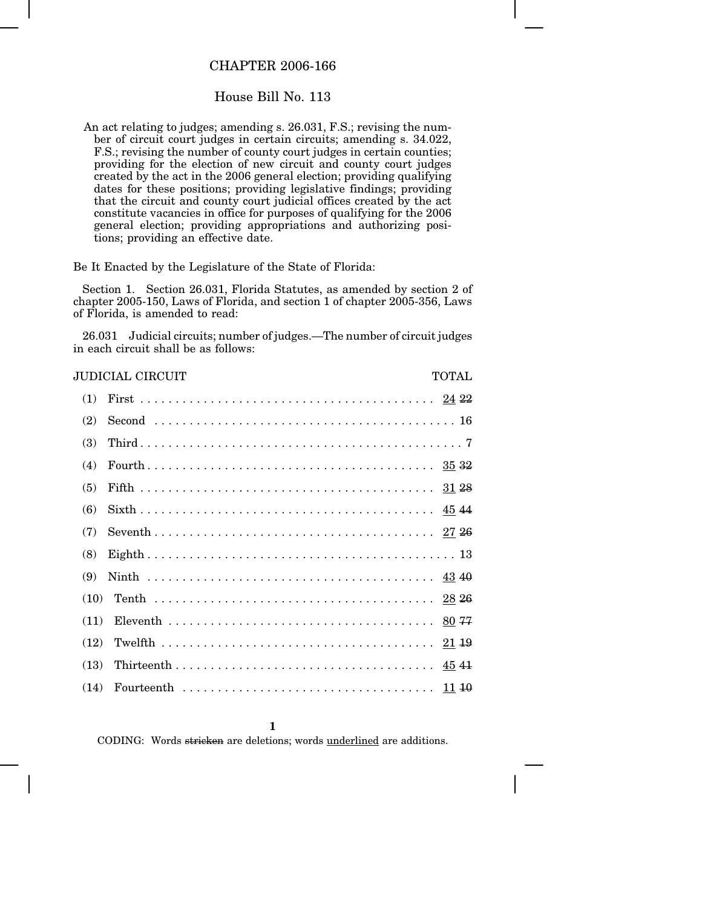# CHAPTER 2006-166

## House Bill No. 113

An act relating to judges; amending s. 26.031, F.S.; revising the number of circuit court judges in certain circuits; amending s. 34.022, F.S.; revising the number of county court judges in certain counties; providing for the election of new circuit and county court judges created by the act in the 2006 general election; providing qualifying dates for these positions; providing legislative findings; providing that the circuit and county court judicial offices created by the act constitute vacancies in office for purposes of qualifying for the 2006 general election; providing appropriations and authorizing positions; providing an effective date.

Be It Enacted by the Legislature of the State of Florida:

Section 1. Section 26.031, Florida Statutes, as amended by section 2 of chapter 2005-150, Laws of Florida, and section 1 of chapter 2005-356, Laws of Florida, is amended to read:

26.031 Judicial circuits; number of judges.—The number of circuit judges in each circuit shall be as follows:

| JUDICIAL CIRCUIT | TOTAL |
|---|---|
| (1) First | 24 ~~22~~ |
| (2) Second | 16 |
| (3) Third | 7 |
| (4) Fourth | 35 ~~32~~ |
| (5) Fifth | 31 ~~28~~ |
| (6) Sixth | 45 ~~44~~ |
| (7) Seventh | 27 ~~26~~ |
| (8) Eighth | 13 |
| (9) Ninth | 43 ~~40~~ |
| (10) Tenth | 28 ~~26~~ |
| (11) Eleventh | 80 ~~77~~ |
| (12) Twelfth | 21 ~~19~~ |
| (13) Thirteenth | 45 ~~41~~ |
| (14) Fourteenth | 11 ~~10~~ |

CODING: Words ~~stricken~~ are deletions; words underlined are additions.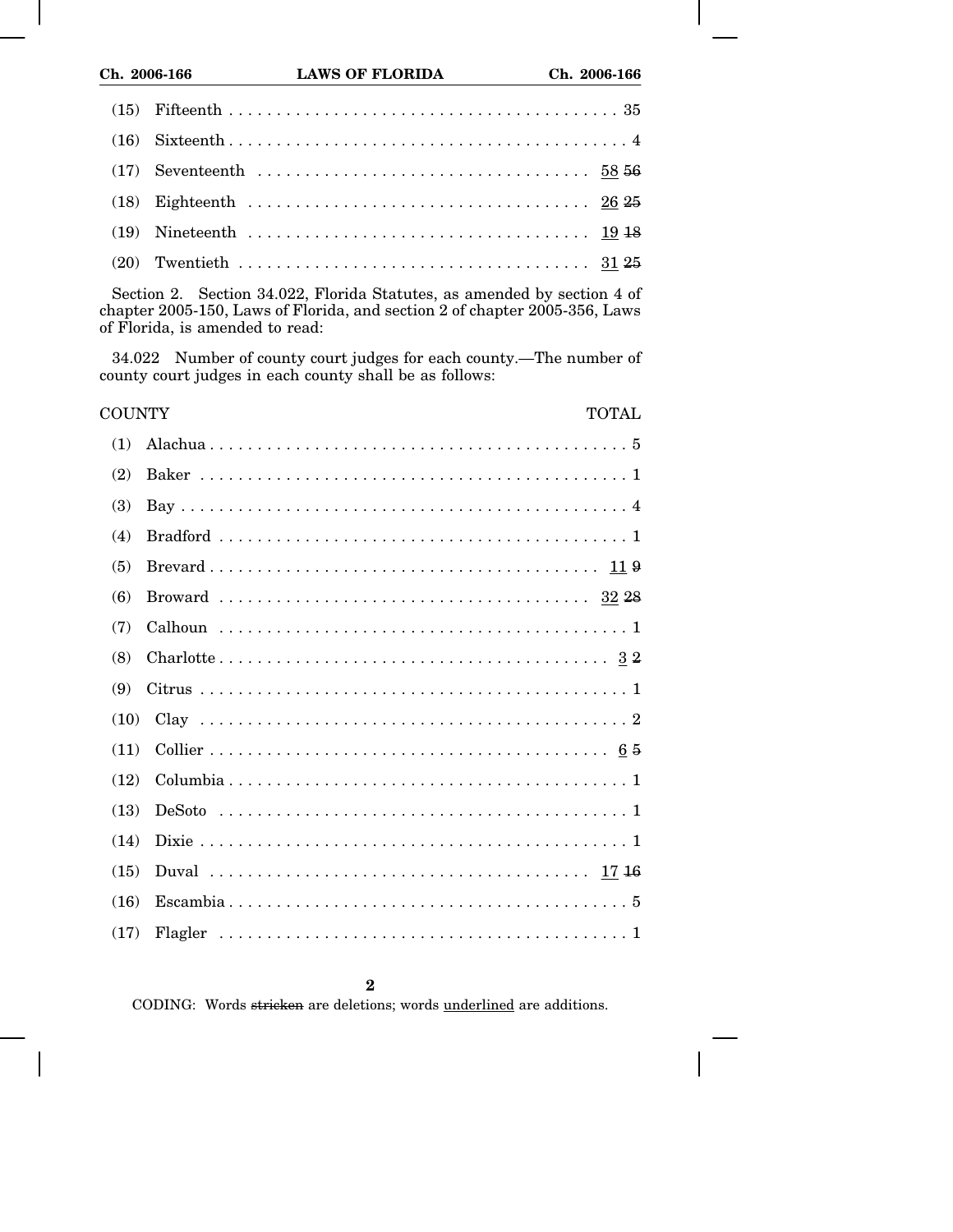(15) Fifteenth . . . . . . . . . . . . . . . . . . . . . . . . . . . . . . . . . . . . . . . . . 35

(16) Sixteenth . . . . . . . . . . . . . . . . . . . . . . . . . . . . . . . . . . . . . . . . . . 4

(17) Seventeenth . . . . . . . . . . . . . . . . . . . . . . . . . . . . . . . . . . . 58 ~~56~~

(18) Eighteenth . . . . . . . . . . . . . . . . . . . . . . . . . . . . . . . . . . . . 26 ~~25~~

(19) Nineteenth . . . . . . . . . . . . . . . . . . . . . . . . . . . . . . . . . . . . 19 ~~18~~

(20) Twentieth . . . . . . . . . . . . . . . . . . . . . . . . . . . . . . . . . . . . . 31 ~~25~~

Section 2. Section 34.022, Florida Statutes, as amended by section 4 of chapter 2005-150, Laws of Florida, and section 2 of chapter 2005-356, Laws of Florida, is amended to read:

34.022 Number of county court judges for each county.—The number of county court judges in each county shall be as follows:

| COUNTY | TOTAL |
|---|---|
| (1) Alachua | 5 |
| (2) Baker | 1 |
| (3) Bay | 4 |
| (4) Bradford | 1 |
| (5) Brevard | 11 ~~9~~ |
| (6) Broward | 32 ~~28~~ |
| (7) Calhoun | 1 |
| (8) Charlotte | 3 ~~2~~ |
| (9) Citrus | 1 |
| (10) Clay | 2 |
| (11) Collier | 6 ~~5~~ |
| (12) Columbia | 1 |
| (13) DeSoto | 1 |
| (14) Dixie | 1 |
| (15) Duval | 17 ~~16~~ |
| (16) Escambia | 5 |
| (17) Flagler | 1 |

CODING: Words ~~stricken~~ are deletions; words underlined are additions.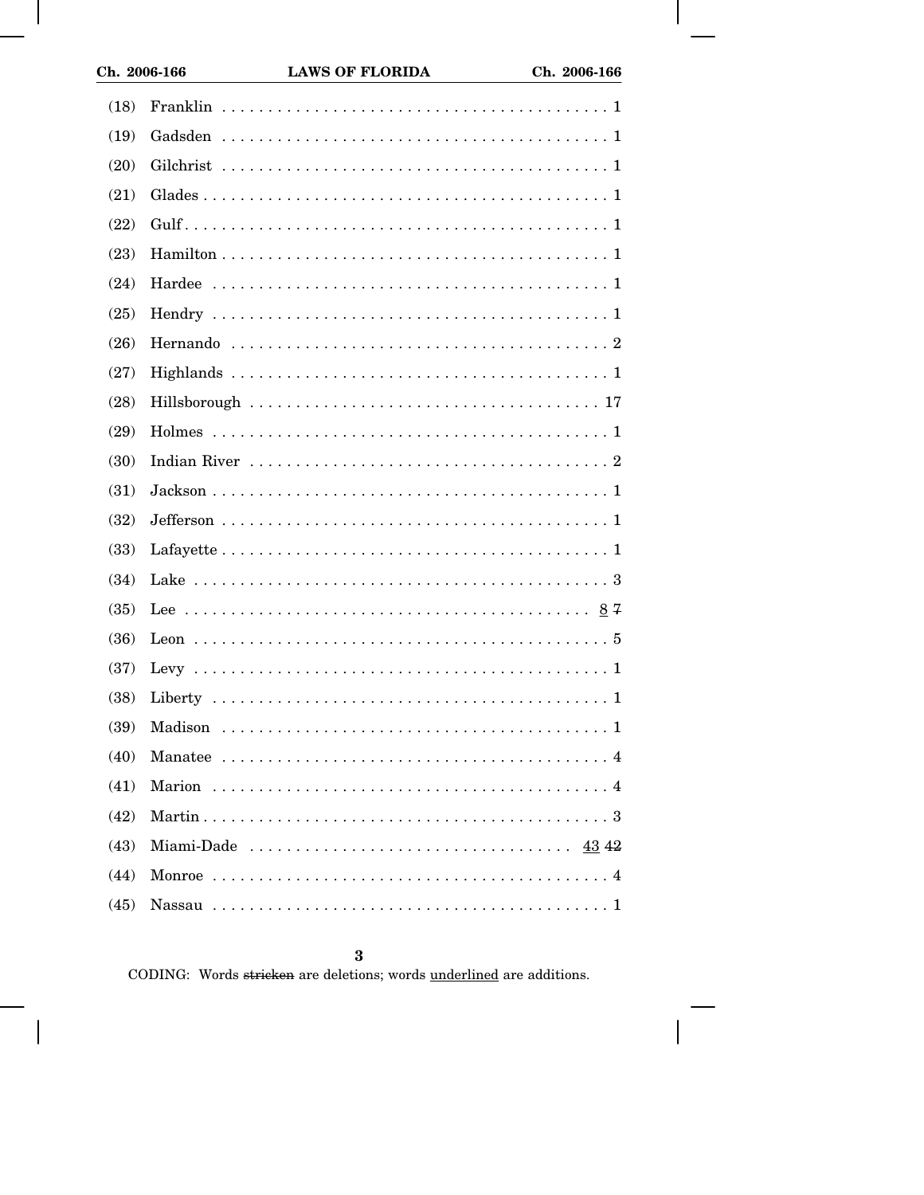(18) Franklin 1

(19) Gadsden 1

(20) Gilchrist 1

(21) Glades 1

(22) Gulf 1

(23) Hamilton 1

(24) Hardee 1

(25) Hendry 1

(26) Hernando 2

(27) Highlands 1

(28) Hillsborough 17

(29) Holmes 1

(30) Indian River 2

(31) Jackson 1

(32) Jefferson 1

(33) Lafayette 1

(34) Lake 3

(35) Lee <u>8</u> ~~7~~

(36) Leon 5

(37) Levy 1

(38) Liberty 1

(39) Madison 1

(40) Manatee 4

(41) Marion 4

(42) Martin 3

(43) Miami-Dade <u>43</u> ~~42~~

(44) Monroe 4

(45) Nassau 1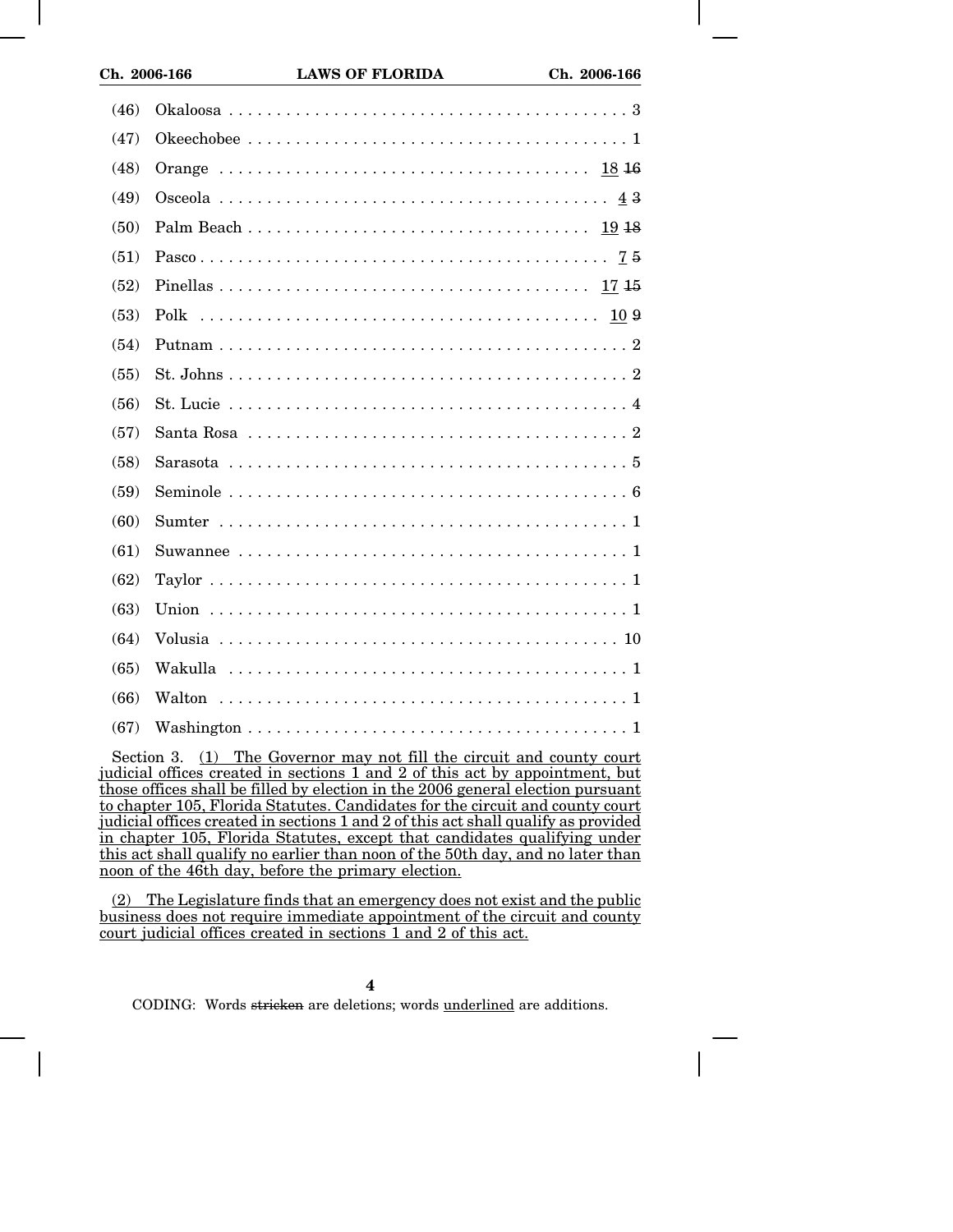(46) Okaloosa . . . . . . . . . . . . . . . . . . . . . . . . . . . . . . . . . . . . . . . . . 3

(47) Okeechobee . . . . . . . . . . . . . . . . . . . . . . . . . . . . . . . . . . . . . . . 1

(48) Orange . . . . . . . . . . . . . . . . . . . . . . . . . . . . . . . . . . . . . . <u>18</u> ~~16~~

(49) Osceola . . . . . . . . . . . . . . . . . . . . . . . . . . . . . . . . . . . . . . . . <u>4</u> ~~3~~

(50) Palm Beach . . . . . . . . . . . . . . . . . . . . . . . . . . . . . . . . . . . <u>19</u> ~~18~~

(51) Pasco . . . . . . . . . . . . . . . . . . . . . . . . . . . . . . . . . . . . . . . . . . <u>7</u> ~~5~~

(52) Pinellas . . . . . . . . . . . . . . . . . . . . . . . . . . . . . . . . . . . . . . <u>17</u> ~~15~~

(53) Polk . . . . . . . . . . . . . . . . . . . . . . . . . . . . . . . . . . . . . . . . . <u>10</u> ~~9~~

(54) Putnam . . . . . . . . . . . . . . . . . . . . . . . . . . . . . . . . . . . . . . . . . . 2

(55) St. Johns . . . . . . . . . . . . . . . . . . . . . . . . . . . . . . . . . . . . . . . . 2

(56) St. Lucie . . . . . . . . . . . . . . . . . . . . . . . . . . . . . . . . . . . . . . . . . 4

(57) Santa Rosa . . . . . . . . . . . . . . . . . . . . . . . . . . . . . . . . . . . . . . . 2

(58) Sarasota . . . . . . . . . . . . . . . . . . . . . . . . . . . . . . . . . . . . . . . . . 5

(59) Seminole . . . . . . . . . . . . . . . . . . . . . . . . . . . . . . . . . . . . . . . . . 6

(60) Sumter . . . . . . . . . . . . . . . . . . . . . . . . . . . . . . . . . . . . . . . . . . 1

(61) Suwannee . . . . . . . . . . . . . . . . . . . . . . . . . . . . . . . . . . . . . . . . 1

(62) Taylor . . . . . . . . . . . . . . . . . . . . . . . . . . . . . . . . . . . . . . . . . . . 1

(63) Union . . . . . . . . . . . . . . . . . . . . . . . . . . . . . . . . . . . . . . . . . . . 1

(64) Volusia . . . . . . . . . . . . . . . . . . . . . . . . . . . . . . . . . . . . . . . . . 10

(65) Wakulla . . . . . . . . . . . . . . . . . . . . . . . . . . . . . . . . . . . . . . . . . 1

(66) Walton . . . . . . . . . . . . . . . . . . . . . . . . . . . . . . . . . . . . . . . . . . 1

(67) Washington . . . . . . . . . . . . . . . . . . . . . . . . . . . . . . . . . . . . . . . 1

Section 3. <u>(1) The Governor may not fill the circuit and county court judicial offices created in sections 1 and 2 of this act by appointment, but those offices shall be filled by election in the 2006 general election pursuant to chapter 105, Florida Statutes. Candidates for the circuit and county court judicial offices created in sections 1 and 2 of this act shall qualify as provided in chapter 105, Florida Statutes, except that candidates qualifying under this act shall qualify no earlier than noon of the 50th day, and no later than noon of the 46th day, before the primary election.</u>

<u>(2) The Legislature finds that an emergency does not exist and the public business does not require immediate appointment of the circuit and county court judicial offices created in sections 1 and 2 of this act.</u>

CODING: Words ~~stricken~~ are deletions; words <u>underlined</u> are additions.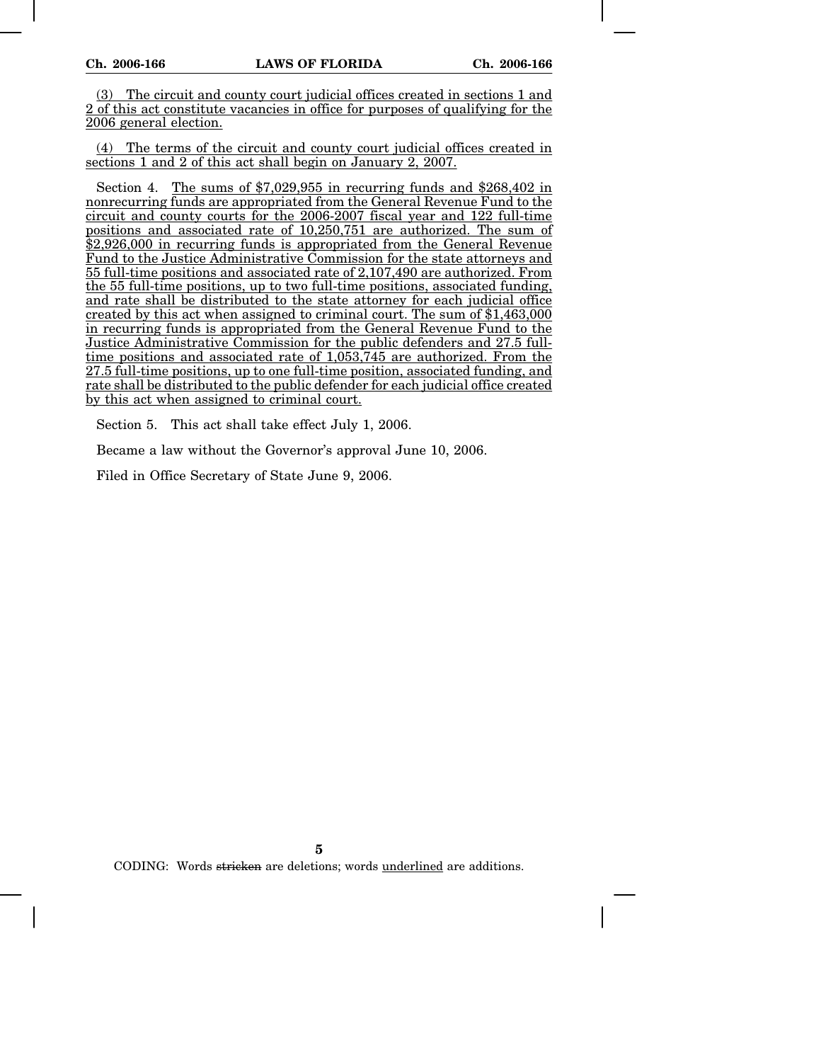(3) The circuit and county court judicial offices created in sections 1 and 2 of this act constitute vacancies in office for purposes of qualifying for the 2006 general election.

(4) The terms of the circuit and county court judicial offices created in sections 1 and 2 of this act shall begin on January 2, 2007.

Section 4. The sums of $7,029,955 in recurring funds and $268,402 in nonrecurring funds are appropriated from the General Revenue Fund to the circuit and county courts for the 2006-2007 fiscal year and 122 full-time positions and associated rate of 10,250,751 are authorized. The sum of $2,926,000 in recurring funds is appropriated from the General Revenue Fund to the Justice Administrative Commission for the state attorneys and 55 full-time positions and associated rate of 2,107,490 are authorized. From the 55 full-time positions, up to two full-time positions, associated funding, and rate shall be distributed to the state attorney for each judicial office created by this act when assigned to criminal court. The sum of $1,463,000 in recurring funds is appropriated from the General Revenue Fund to the Justice Administrative Commission for the public defenders and 27.5 full-time positions and associated rate of 1,053,745 are authorized. From the 27.5 full-time positions, up to one full-time position, associated funding, and rate shall be distributed to the public defender for each judicial office created by this act when assigned to criminal court.

Section 5. This act shall take effect July 1, 2006.

Became a law without the Governor's approval June 10, 2006.

Filed in Office Secretary of State June 9, 2006.

CODING: Words ~~stricken~~ are deletions; words underlined are additions.